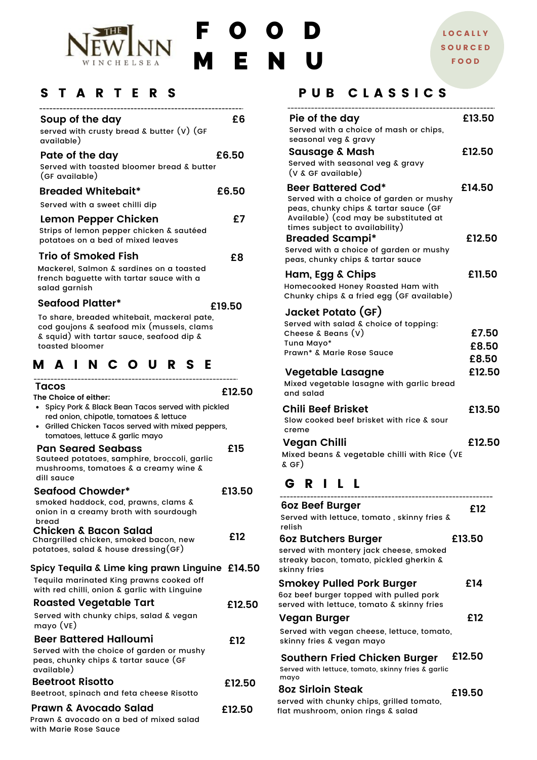THE NEW INN
WINCHELSEA

# FOOD MENU

LOCALLY SOURCED FOOD

## STARTERS

**Soup of the day** £6
served with crusty bread & butter (V) (GF available)

**Pate of the day** £6.50
Served with toasted bloomer bread & butter (GF available)

**Breaded Whitebait*** £6.50
Served with a sweet chilli dip

**Lemon Pepper Chicken** £7
Strips of lemon pepper chicken & sautéed potatoes on a bed of mixed leaves

**Trio of Smoked Fish** £8
Mackerel, Salmon & sardines on a toasted french baguette with tartar sauce with a salad garnish

**Seafood Platter*** £19.50
To share, breaded whitebait, mackeral pate, cod goujons & seafood mix (mussels, clams & squid) with tartar sauce, seafood dip & toasted bloomer

## MAIN COURSE

**Tacos** £12.50
The Choice of either:
- Spicy Pork & Black Bean Tacos served with pickled red onion, chipotle, tomatoes & lettuce
- Grilled Chicken Tacos served with mixed peppers, tomatoes, lettuce & garlic mayo

**Pan Seared Seabass** £15
Sauteed potatoes, samphire, broccoli, garlic mushrooms, tomatoes & a creamy wine & dill sauce

**Seafood Chowder*** £13.50
smoked haddock, cod, prawns, clams & onion in a creamy broth with sourdough bread

**Chicken & Bacon Salad** £12
Chargrilled chicken, smoked bacon, new potatoes, salad & house dressing(GF)

**Spicy Tequila & Lime king prawn Linguine** £14.50
Tequila marinated King prawns cooked off with red chilli, onion & garlic with Linguine

**Roasted Vegetable Tart** £12.50
Served with chunky chips, salad & vegan mayo (VE)

**Beer Battered Halloumi** £12
Served with the choice of garden or mushy peas, chunky chips & tartar sauce (GF available)

**Beetroot Risotto** £12.50
Beetroot, spinach and feta cheese Risotto

**Prawn & Avocado Salad** £12.50
Prawn & avocado on a bed of mixed salad with Marie Rose Sauce

## PUB CLASSICS

**Pie of the day** £13.50
Served with a choice of mash or chips, seasonal veg & gravy

**Sausage & Mash** £12.50
Served with seasonal veg & gravy (V & GF available)

**Beer Battered Cod*** £14.50
Served with a choice of garden or mushy peas, chunky chips & tartar sauce (GF Available) (cod may be substituted at times subject to availability)

**Breaded Scampi*** £12.50
Served with a choice of garden or mushy peas, chunky chips & tartar sauce

**Ham, Egg & Chips** £11.50
Homecooked Honey Roasted Ham with Chunky chips & a fried egg (GF available)

**Jacket Potato (GF)**
Served with salad & choice of topping:
- Cheese & Beans (V) £7.50
- Tuna Mayo* £8.50
- Prawn* & Marie Rose Sauce £8.50

**Vegetable Lasagne** £12.50
Mixed vegetable lasagne with garlic bread and salad

**Chili Beef Brisket** £13.50
Slow cooked beef brisket with rice & sour creme

**Vegan Chilli** £12.50
Mixed beans & vegetable chilli with Rice (VE & GF)

## GRILL

**6oz Beef Burger** £12
Served with lettuce, tomato , skinny fries & relish

**6oz Butchers Burger** £13.50
served with montery jack cheese, smoked streaky bacon, tomato, pickled gherkin & skinny fries

**Smokey Pulled Pork Burger** £14
6oz beef burger topped with pulled pork served with lettuce, tomato & skinny fries

**Vegan Burger** £12
Served with vegan cheese, lettuce, tomato, skinny fries & vegan mayo

**Southern Fried Chicken Burger** £12.50
Served with lettuce, tomato, skinny fries & garlic mayo

**8oz Sirloin Steak** £19.50
served with chunky chips, grilled tomato, flat mushroom, onion rings & salad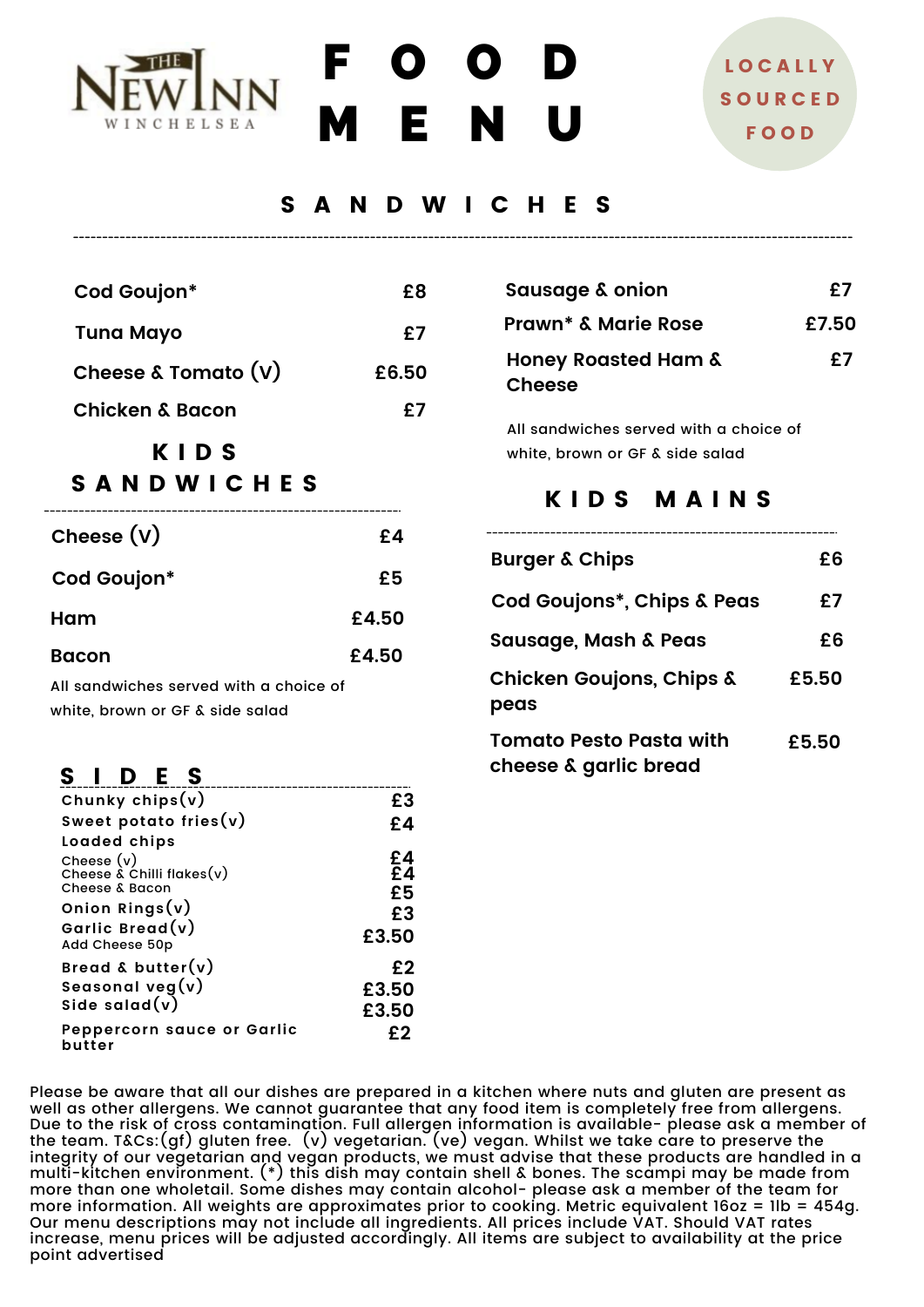# THE NEW INN WINCHELSEA

# FOOD MENU

LOCALLY SOURCED FOOD

## SANDWICHES

| | |
|---|---|
| Cod Goujon* | £8 |
| Tuna Mayo | £7 |
| Cheese & Tomato (V) | £6.50 |
| Chicken & Bacon | £7 |
| Sausage & onion | £7 |
| Prawn* & Marie Rose | £7.50 |
| Honey Roasted Ham & Cheese | £7 |

All sandwiches served with a choice of white, brown or GF & side salad

## KIDS SANDWICHES

| | |
|---|---|
| Cheese (V) | £4 |
| Cod Goujon* | £5 |
| Ham | £4.50 |
| Bacon | £4.50 |

All sandwiches served with a choice of white, brown or GF & side salad

## SIDES

| | |
|---|---|
| Chunky chips(v) | £3 |
| Sweet potato fries(v) | £4 |
| Loaded chips | |
| Cheese (v) | £4 |
| Cheese & Chilli flakes(v) | £4 |
| Cheese & Bacon | £5 |
| Onion Rings(v) | £3 |
| Garlic Bread(v) Add Cheese 50p | £3.50 |
| Bread & butter(v) | £2 |
| Seasonal veg(v) | £3.50 |
| Side salad(v) | £3.50 |
| Peppercorn sauce or Garlic butter | £2 |

## KIDS MAINS

| | |
|---|---|
| Burger & Chips | £6 |
| Cod Goujons*, Chips & Peas | £7 |
| Sausage, Mash & Peas | £6 |
| Chicken Goujons, Chips & peas | £5.50 |
| Tomato Pesto Pasta with cheese & garlic bread | £5.50 |

Please be aware that all our dishes are prepared in a kitchen where nuts and gluten are present as well as other allergens. We cannot guarantee that any food item is completely free from allergens. Due to the risk of cross contamination. Full allergen information is available- please ask a member of the team. T&Cs:(gf) gluten free. (v) vegetarian. (ve) vegan. Whilst we take care to preserve the integrity of our vegetarian and vegan products, we must advise that these products are handled in a multi-kitchen environment. (*) this dish may contain shell & bones. The scampi may be made from more than one wholetail. Some dishes may contain alcohol- please ask a member of the team for more information. All weights are approximates prior to cooking. Metric equivalent 16oz = 1lb = 454g. Our menu descriptions may not include all ingredients. All prices include VAT. Should VAT rates increase, menu prices will be adjusted accordingly. All items are subject to availability at the price point advertised